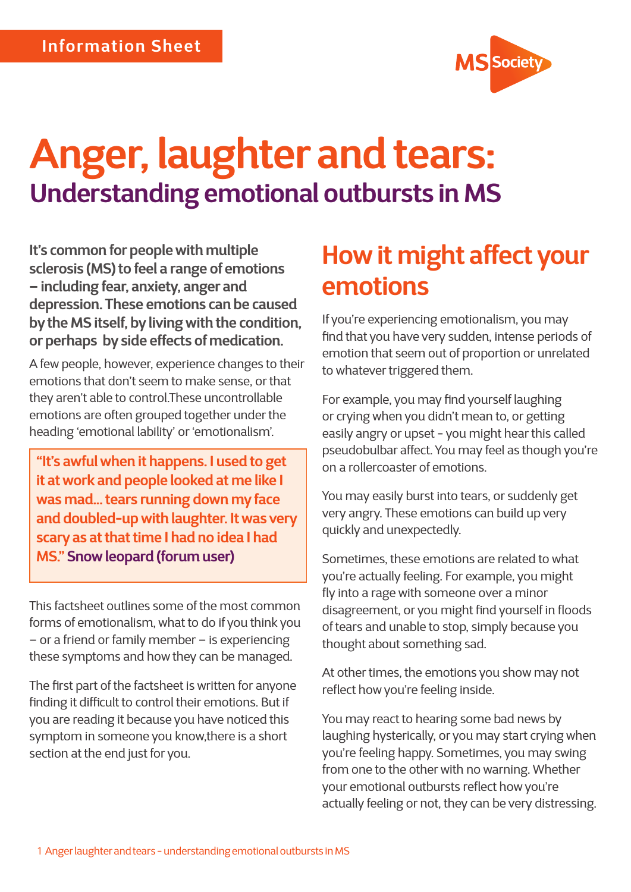Information Sheet

MS Society

# Anger, laughter and tears:

## Understanding emotional outbursts in MS

**It's common for people with multiple sclerosis (MS) to feel a range of emotions – including fear, anxiety, anger and depression. These emotions can be caused by the MS itself, by living with the condition, or perhaps by side effects of medication.**

A few people, however, experience changes to their emotions that don't seem to make sense, or that they aren't able to control.These uncontrollable emotions are often grouped together under the heading 'emotional lability' or 'emotionalism'.

> **"It's awful when it happens. I used to get it at work and people looked at me like I was mad... tears running down my face and doubled-up with laughter. It was very scary as at that time I had no idea I had MS." Snow leopard (forum user)**

This factsheet outlines some of the most common forms of emotionalism, what to do if you think you – or a friend or family member – is experiencing these symptoms and how they can be managed.

The first part of the factsheet is written for anyone finding it difficult to control their emotions. But if you are reading it because you have noticed this symptom in someone you know,there is a short section at the end just for you.

## How it might affect your emotions

If you're experiencing emotionalism, you may find that you have very sudden, intense periods of emotion that seem out of proportion or unrelated to whatever triggered them.

For example, you may find yourself laughing or crying when you didn't mean to, or getting easily angry or upset - you might hear this called pseudobulbar affect. You may feel as though you're on a rollercoaster of emotions.

You may easily burst into tears, or suddenly get very angry. These emotions can build up very quickly and unexpectedly.

Sometimes, these emotions are related to what you're actually feeling. For example, you might fly into a rage with someone over a minor disagreement, or you might find yourself in floods of tears and unable to stop, simply because you thought about something sad.

At other times, the emotions you show may not reflect how you're feeling inside.

You may react to hearing some bad news by laughing hysterically, or you may start crying when you're feeling happy. Sometimes, you may swing from one to the other with no warning. Whether your emotional outbursts reflect how you're actually feeling or not, they can be very distressing.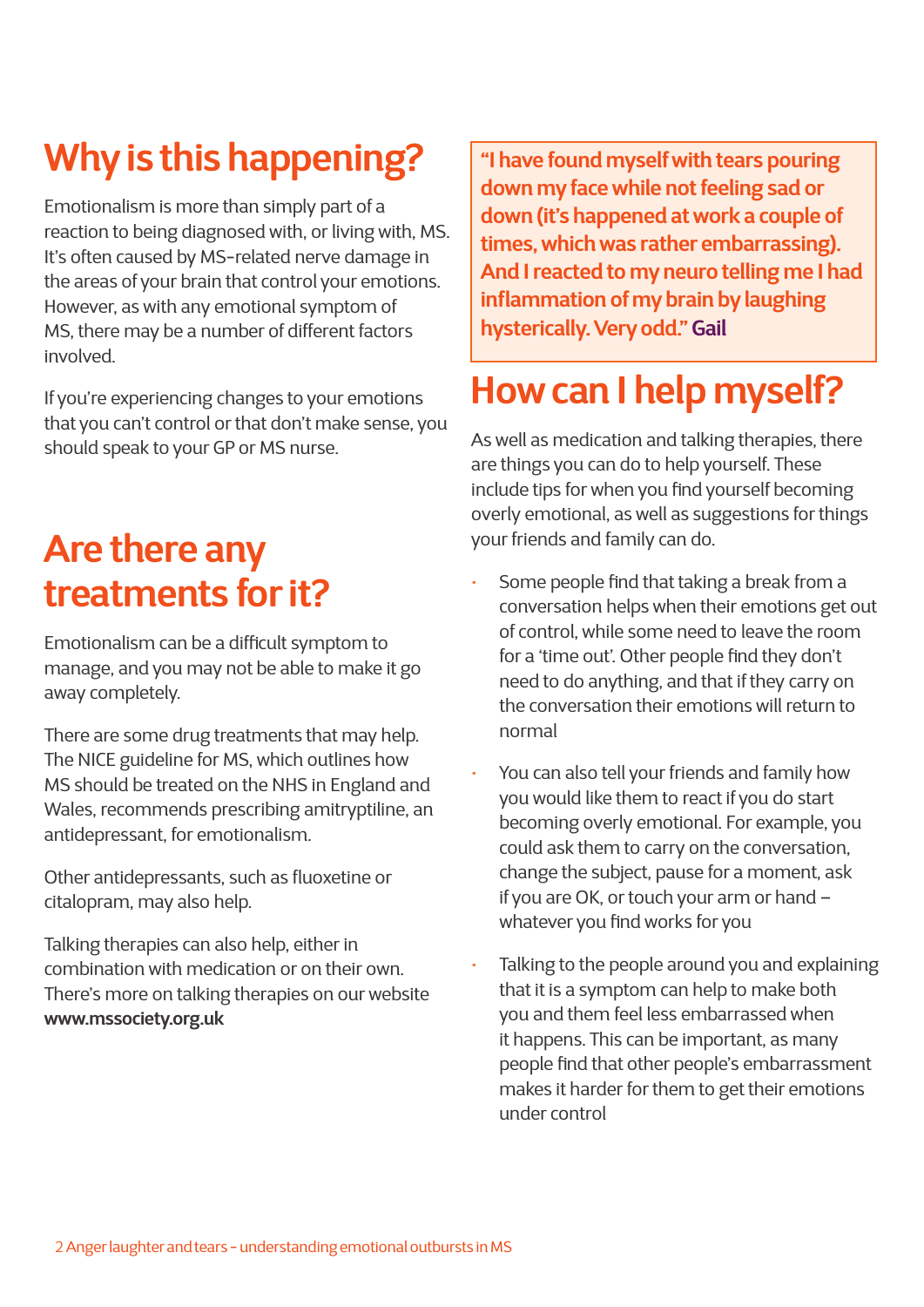## Why is this happening?

Emotionalism is more than simply part of a reaction to being diagnosed with, or living with, MS. It's often caused by MS-related nerve damage in the areas of your brain that control your emotions. However, as with any emotional symptom of MS, there may be a number of different factors involved.

If you're experiencing changes to your emotions that you can't control or that don't make sense, you should speak to your GP or MS nurse.

## Are there any treatments for it?

Emotionalism can be a difficult symptom to manage, and you may not be able to make it go away completely.

There are some drug treatments that may help. The NICE guideline for MS, which outlines how MS should be treated on the NHS in England and Wales, recommends prescribing amitryptiline, an antidepressant, for emotionalism.

Other antidepressants, such as fluoxetine or citalopram, may also help.

Talking therapies can also help, either in combination with medication or on their own. There's more on talking therapies on our website **www.mssociety.org.uk**

> **"I have found myself with tears pouring down my face while not feeling sad or down (it's happened at work a couple of times, which was rather embarrassing). And I reacted to my neuro telling me I had inflammation of my brain by laughing hysterically. Very odd." Gail**

## How can I help myself?

As well as medication and talking therapies, there are things you can do to help yourself. These include tips for when you find yourself becoming overly emotional, as well as suggestions for things your friends and family can do.

- Some people find that taking a break from a conversation helps when their emotions get out of control, while some need to leave the room for a 'time out'. Other people find they don't need to do anything, and that if they carry on the conversation their emotions will return to normal
- You can also tell your friends and family how you would like them to react if you do start becoming overly emotional. For example, you could ask them to carry on the conversation, change the subject, pause for a moment, ask if you are OK, or touch your arm or hand – whatever you find works for you
- Talking to the people around you and explaining that it is a symptom can help to make both you and them feel less embarrassed when it happens. This can be important, as many people find that other people's embarrassment makes it harder for them to get their emotions under control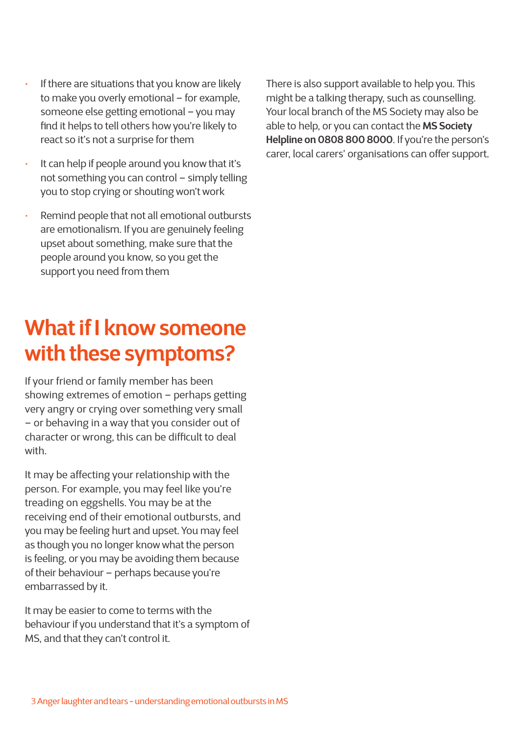- If there are situations that you know are likely to make you overly emotional – for example, someone else getting emotional – you may find it helps to tell others how you're likely to react so it's not a surprise for them
- It can help if people around you know that it's not something you can control – simply telling you to stop crying or shouting won't work
- Remind people that not all emotional outbursts are emotionalism. If you are genuinely feeling upset about something, make sure that the people around you know, so you get the support you need from them

## What if I know someone with these symptoms?

If your friend or family member has been showing extremes of emotion – perhaps getting very angry or crying over something very small – or behaving in a way that you consider out of character or wrong, this can be difficult to deal with.

It may be affecting your relationship with the person. For example, you may feel like you're treading on eggshells. You may be at the receiving end of their emotional outbursts, and you may be feeling hurt and upset. You may feel as though you no longer know what the person is feeling, or you may be avoiding them because of their behaviour – perhaps because you're embarrassed by it.

It may be easier to come to terms with the behaviour if you understand that it's a symptom of MS, and that they can't control it.

There is also support available to help you. This might be a talking therapy, such as counselling. Your local branch of the MS Society may also be able to help, or you can contact the **MS Society Helpline on 0808 800 8000**. If you're the person's carer, local carers' organisations can offer support.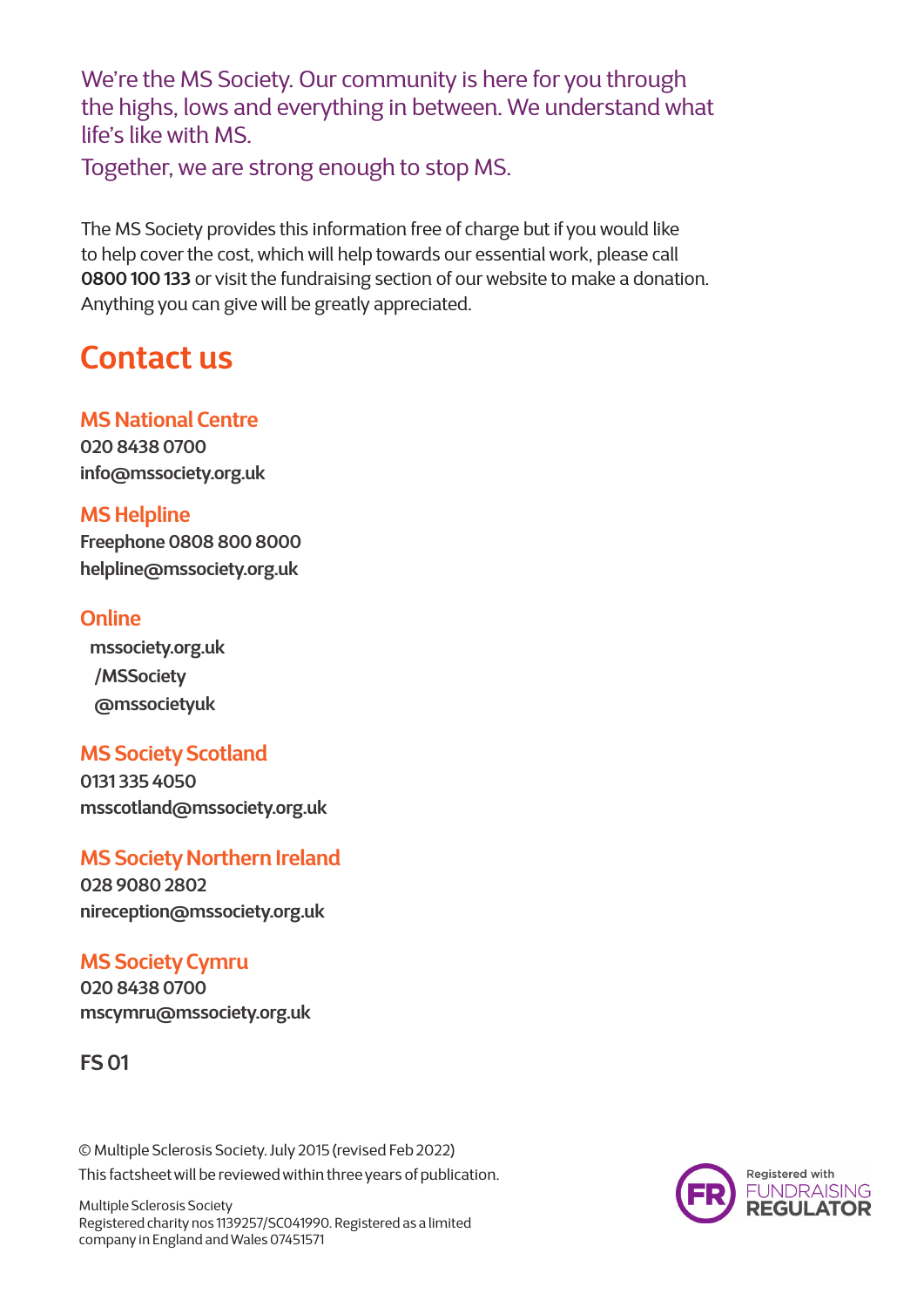We're the MS Society. Our community is here for you through the highs, lows and everything in between. We understand what life's like with MS.

Together, we are strong enough to stop MS.

The MS Society provides this information free of charge but if you would like to help cover the cost, which will help towards our essential work, please call **0800 100 133** or visit the fundraising section of our website to make a donation. Anything you can give will be greatly appreciated.

## Contact us

### MS National Centre

**020 8438 0700**
**info@mssociety.org.uk**

### MS Helpline

**Freephone 0808 800 8000**
**helpline@mssociety.org.uk**

### Online

**mssociety.org.uk**
**/MSSociety**
**@mssocietyuk**

### MS Society Scotland

**0131 335 4050**
**msscotland@mssociety.org.uk**

### MS Society Northern Ireland

**028 9080 2802**
**nireception@mssociety.org.uk**

### MS Society Cymru

**020 8438 0700**
**mscymru@mssociety.org.uk**

**FS 01**

© Multiple Sclerosis Society. July 2015 (revised Feb 2022)
This factsheet will be reviewed within three years of publication.

Multiple Sclerosis Society
Registered charity nos 1139257/SC041990. Registered as a limited company in England and Wales 07451571

Registered with FUNDRAISING REGULATOR